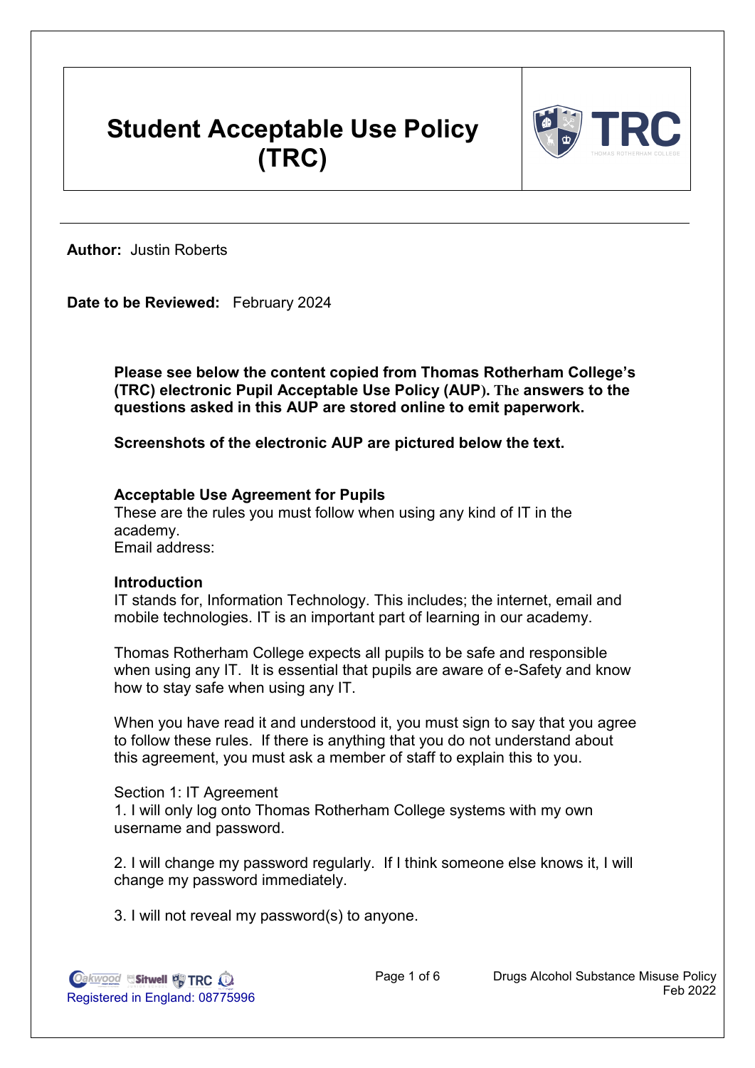# Student Acceptable Use Policy (TRC)

**Author:** Justin Roberts

**Date to be Reviewed:** February 2024

**Please see below the content copied from Thomas Rotherham College's (TRC) electronic Pupil Acceptable Use Policy (AUP). The answers to the questions asked in this AUP are stored online to emit paperwork.**

**Screenshots of the electronic AUP are pictured below the text.**

**Acceptable Use Agreement for Pupils**
These are the rules you must follow when using any kind of IT in the academy.
Email address:

**Introduction**
IT stands for, Information Technology. This includes; the internet, email and mobile technologies. IT is an important part of learning in our academy.

Thomas Rotherham College expects all pupils to be safe and responsible when using any IT. It is essential that pupils are aware of e-Safety and know how to stay safe when using any IT.

When you have read it and understood it, you must sign to say that you agree to follow these rules. If there is anything that you do not understand about this agreement, you must ask a member of staff to explain this to you.

Section 1: IT Agreement
1. I will only log onto Thomas Rotherham College systems with my own username and password.

2. I will change my password regularly. If I think someone else knows it, I will change my password immediately.

3. I will not reveal my password(s) to anyone.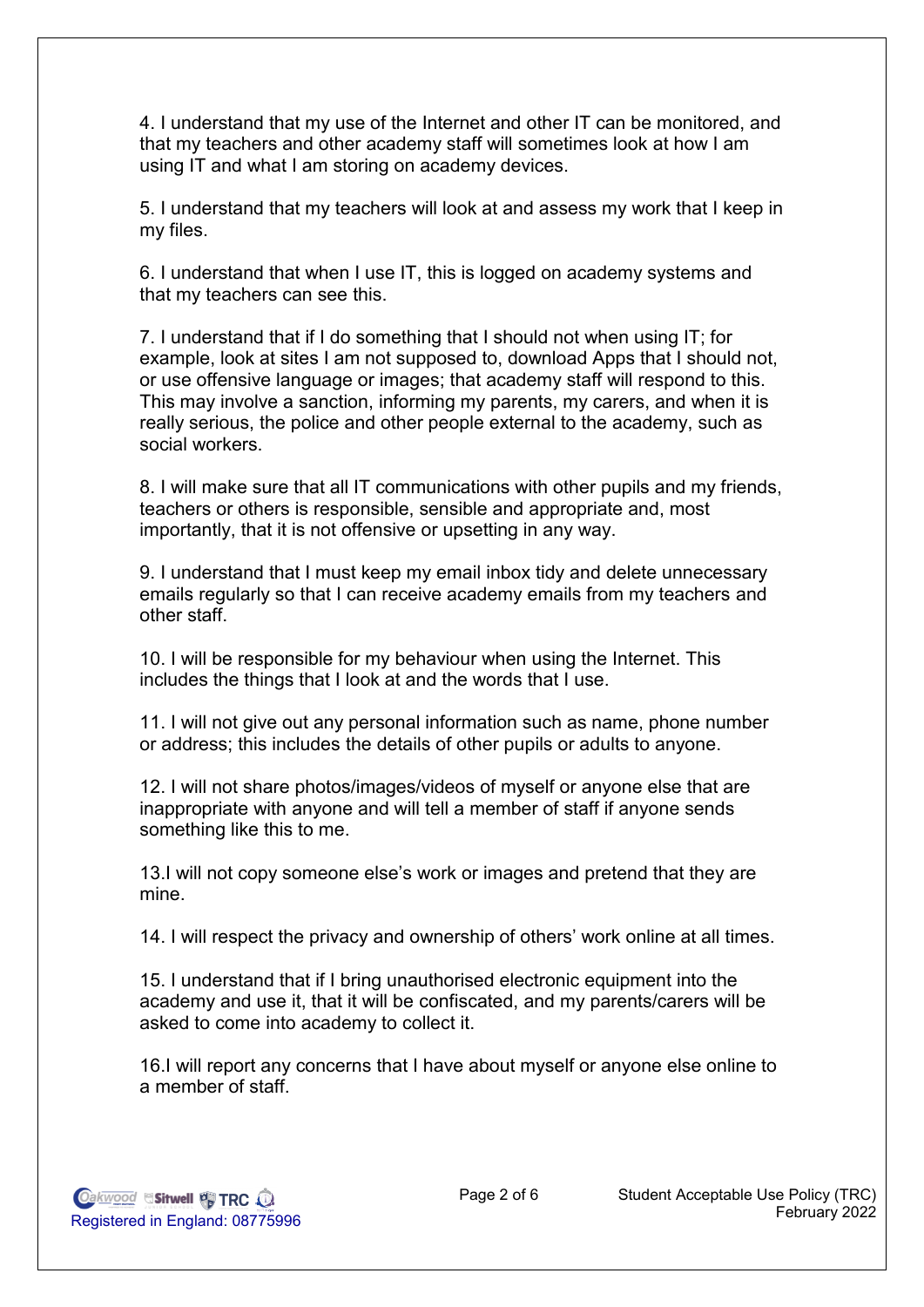4. I understand that my use of the Internet and other IT can be monitored, and that my teachers and other academy staff will sometimes look at how I am using IT and what I am storing on academy devices.

5. I understand that my teachers will look at and assess my work that I keep in my files.

6. I understand that when I use IT, this is logged on academy systems and that my teachers can see this.

7. I understand that if I do something that I should not when using IT; for example, look at sites I am not supposed to, download Apps that I should not, or use offensive language or images; that academy staff will respond to this. This may involve a sanction, informing my parents, my carers, and when it is really serious, the police and other people external to the academy, such as social workers.

8. I will make sure that all IT communications with other pupils and my friends, teachers or others is responsible, sensible and appropriate and, most importantly, that it is not offensive or upsetting in any way.

9. I understand that I must keep my email inbox tidy and delete unnecessary emails regularly so that I can receive academy emails from my teachers and other staff.

10. I will be responsible for my behaviour when using the Internet. This includes the things that I look at and the words that I use.

11. I will not give out any personal information such as name, phone number or address; this includes the details of other pupils or adults to anyone.

12. I will not share photos/images/videos of myself or anyone else that are inappropriate with anyone and will tell a member of staff if anyone sends something like this to me.

13.I will not copy someone else's work or images and pretend that they are mine.

14. I will respect the privacy and ownership of others' work online at all times.

15. I understand that if I bring unauthorised electronic equipment into the academy and use it, that it will be confiscated, and my parents/carers will be asked to come into academy to collect it.

16.I will report any concerns that I have about myself or anyone else online to a member of staff.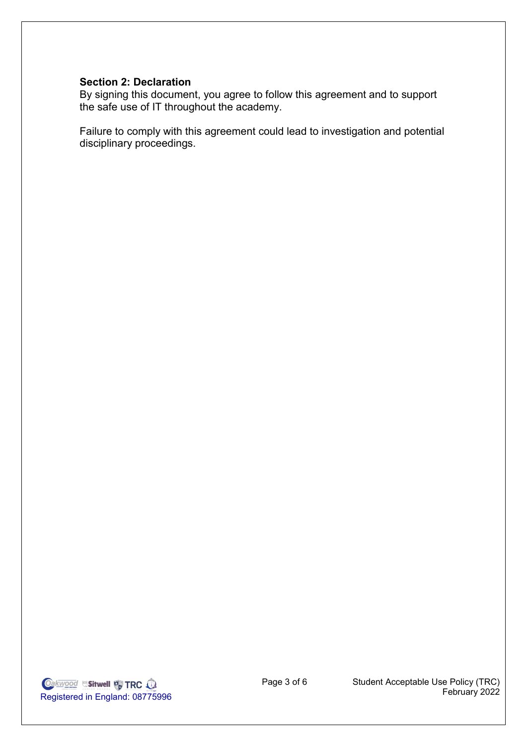**Section 2: Declaration**

By signing this document, you agree to follow this agreement and to support the safe use of IT throughout the academy.

Failure to comply with this agreement could lead to investigation and potential disciplinary proceedings.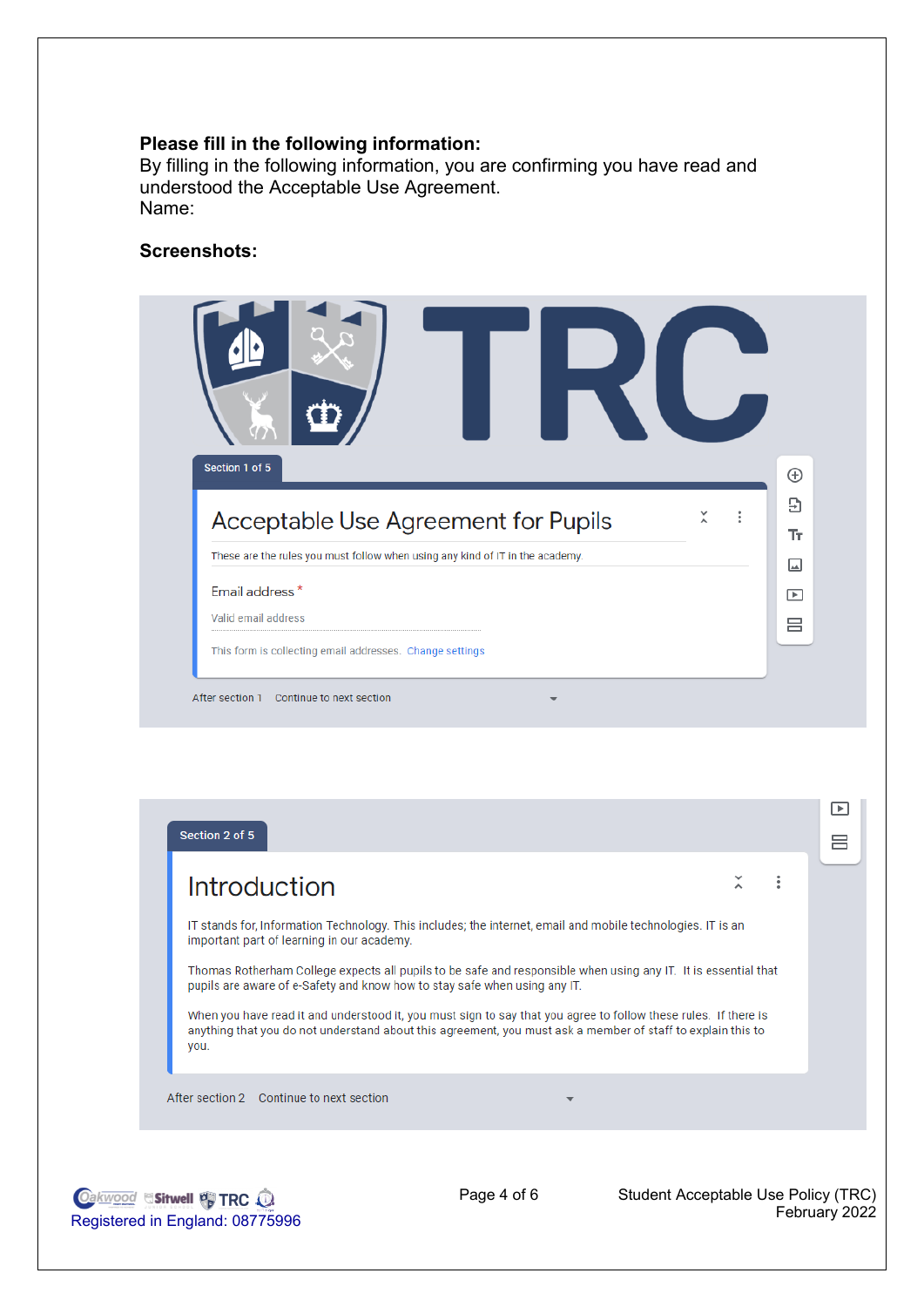**Please fill in the following information:**
By filling in the following information, you are confirming you have read and understood the Acceptable Use Agreement.
Name:

**Screenshots:**

TRC

Section 1 of 5

Acceptable Use Agreement for Pupils

These are the rules you must follow when using any kind of IT in the academy.

Email address *

Valid email address

This form is collecting email addresses. Change settings

After section 1 Continue to next section

Section 2 of 5

Introduction

IT stands for, Information Technology. This includes; the internet, email and mobile technologies. IT is an important part of learning in our academy.

Thomas Rotherham College expects all pupils to be safe and responsible when using any IT. It is essential that pupils are aware of e-Safety and know how to stay safe when using any IT.

When you have read it and understood it, you must sign to say that you agree to follow these rules. If there is anything that you do not understand about this agreement, you must ask a member of staff to explain this to you.

After section 2 Continue to next section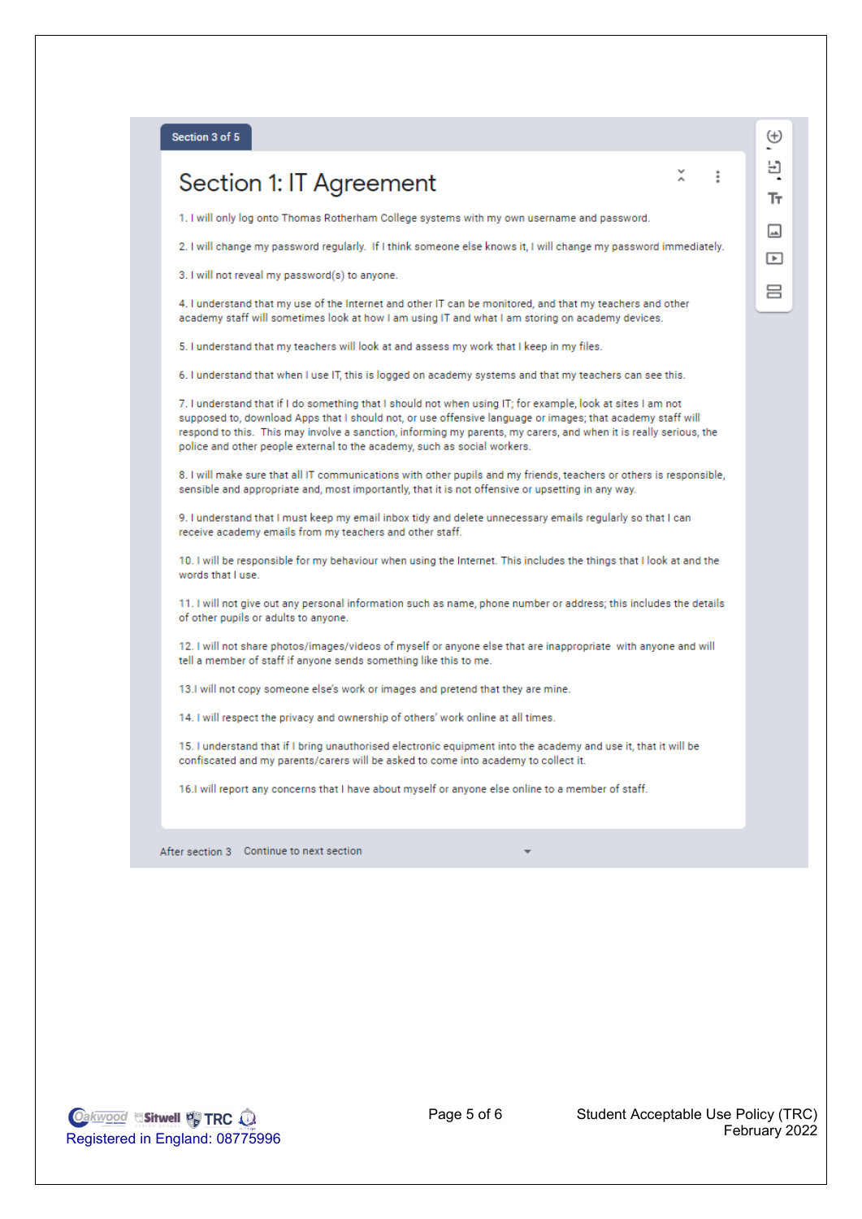Section 3 of 5

# Section 1: IT Agreement

1. I will only log onto Thomas Rotherham College systems with my own username and password.

2. I will change my password regularly. If I think someone else knows it, I will change my password immediately.

3. I will not reveal my password(s) to anyone.

4. I understand that my use of the Internet and other IT can be monitored, and that my teachers and other academy staff will sometimes look at how I am using IT and what I am storing on academy devices.

5. I understand that my teachers will look at and assess my work that I keep in my files.

6. I understand that when I use IT, this is logged on academy systems and that my teachers can see this.

7. I understand that if I do something that I should not when using IT; for example, look at sites I am not supposed to, download Apps that I should not, or use offensive language or images; that academy staff will respond to this. This may involve a sanction, informing my parents, my carers, and when it is really serious, the police and other people external to the academy, such as social workers.

8. I will make sure that all IT communications with other pupils and my friends, teachers or others is responsible, sensible and appropriate and, most importantly, that it is not offensive or upsetting in any way.

9. I understand that I must keep my email inbox tidy and delete unnecessary emails regularly so that I can receive academy emails from my teachers and other staff.

10. I will be responsible for my behaviour when using the Internet. This includes the things that I look at and the words that I use.

11. I will not give out any personal information such as name, phone number or address; this includes the details of other pupils or adults to anyone.

12. I will not share photos/images/videos of myself or anyone else that are inappropriate with anyone and will tell a member of staff if anyone sends something like this to me.

13.I will not copy someone else's work or images and pretend that they are mine.

14. I will respect the privacy and ownership of others' work online at all times.

15. I understand that if I bring unauthorised electronic equipment into the academy and use it, that it will be confiscated and my parents/carers will be asked to come into academy to collect it.

16.I will report any concerns that I have about myself or anyone else online to a member of staff.

After section 3 Continue to next section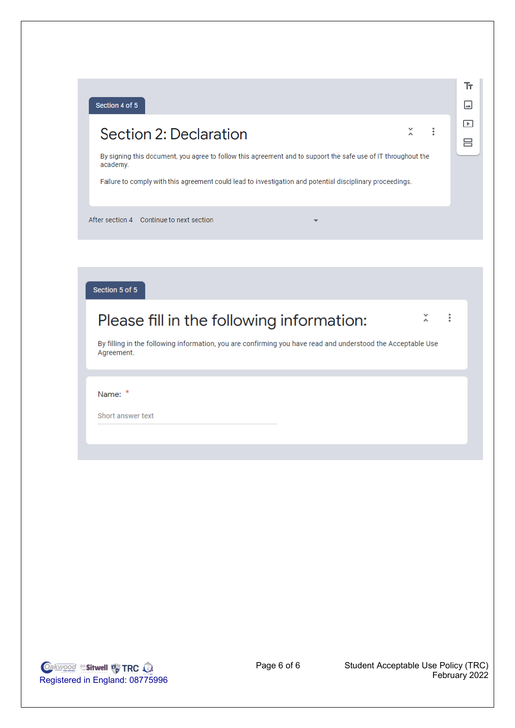Section 4 of 5

## Section 2: Declaration

By signing this document, you agree to follow this agreement and to support the safe use of IT throughout the academy.

Failure to comply with this agreement could lead to investigation and potential disciplinary proceedings.

After section 4 Continue to next section

Section 5 of 5

## Please fill in the following information:

By filling in the following information, you are confirming you have read and understood the Acceptable Use Agreement.

Name: *

Short answer text